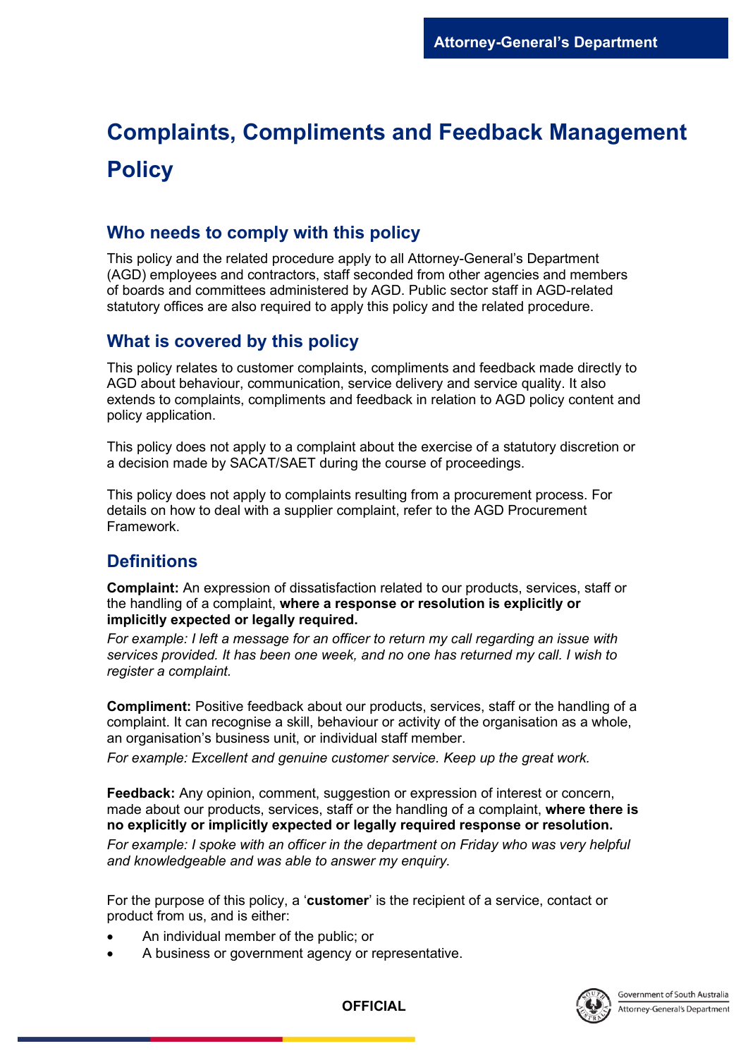# Complaints, Compliments and Feedback Management Policy

## Who needs to comply with this policy

This policy and the related procedure apply to all Attorney-General's Department (AGD) employees and contractors, staff seconded from other agencies and members of boards and committees administered by AGD. Public sector staff in AGD-related statutory offices are also required to apply this policy and the related procedure.

## What is covered by this policy

This policy relates to customer complaints, compliments and feedback made directly to AGD about behaviour, communication, service delivery and service quality. It also extends to complaints, compliments and feedback in relation to AGD policy content and policy application.

This policy does not apply to a complaint about the exercise of a statutory discretion or a decision made by SACAT/SAET during the course of proceedings.

This policy does not apply to complaints resulting from a procurement process. For details on how to deal with a supplier complaint, refer to the AGD Procurement Framework.

## Definitions

**Complaint:** An expression of dissatisfaction related to our products, services, staff or the handling of a complaint, **where a response or resolution is explicitly or implicitly expected or legally required.**

*For example: I left a message for an officer to return my call regarding an issue with services provided. It has been one week, and no one has returned my call. I wish to register a complaint.*

**Compliment:** Positive feedback about our products, services, staff or the handling of a complaint. It can recognise a skill, behaviour or activity of the organisation as a whole, an organisation's business unit, or individual staff member.

*For example: Excellent and genuine customer service. Keep up the great work.*

**Feedback:** Any opinion, comment, suggestion or expression of interest or concern, made about our products, services, staff or the handling of a complaint, **where there is no explicitly or implicitly expected or legally required response or resolution.**

*For example: I spoke with an officer in the department on Friday who was very helpful and knowledgeable and was able to answer my enquiry.*

For the purpose of this policy, a '**customer**' is the recipient of a service, contact or product from us, and is either:

- An individual member of the public; or
- A business or government agency or representative.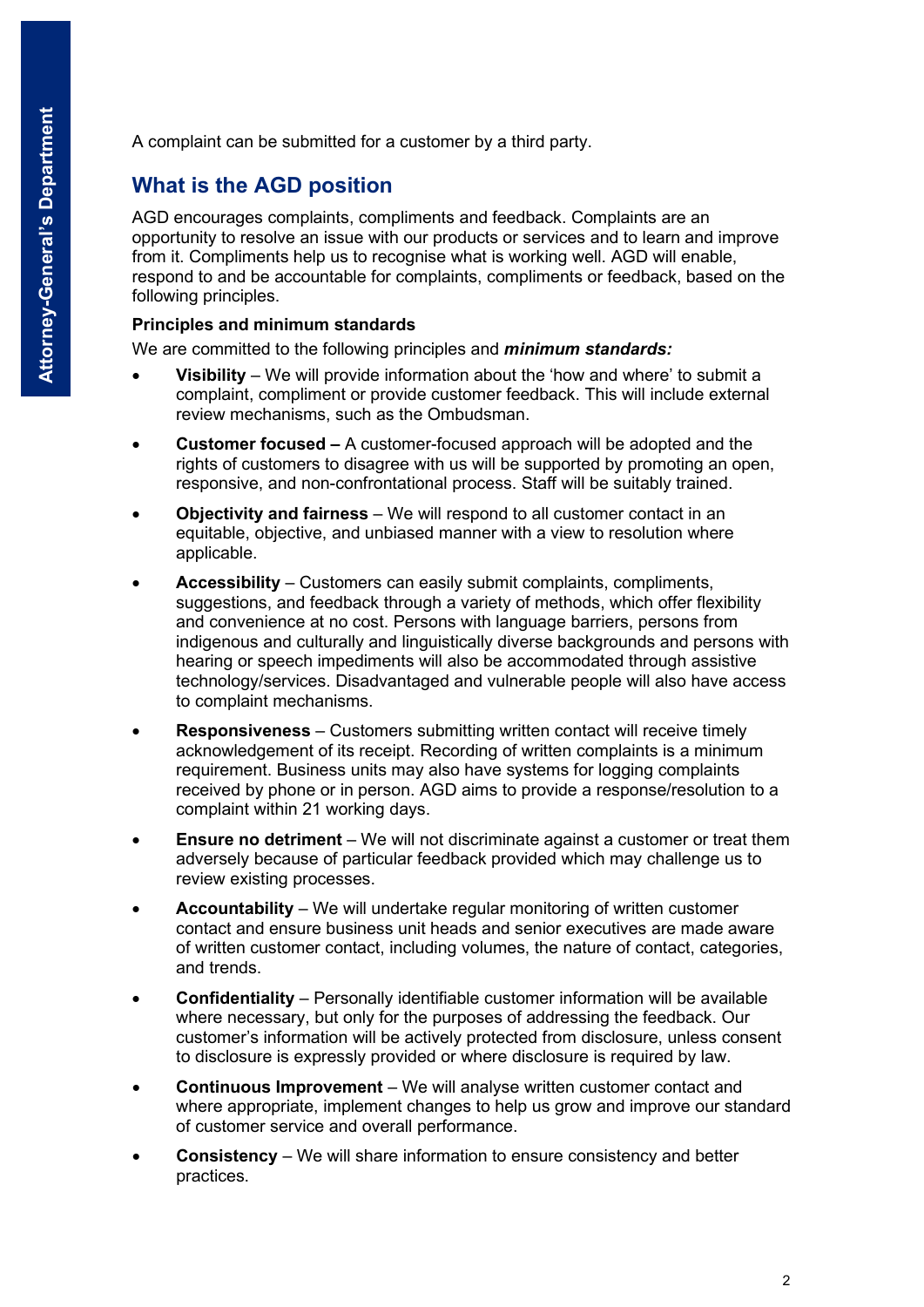A complaint can be submitted for a customer by a third party.

## What is the AGD position

AGD encourages complaints, compliments and feedback. Complaints are an opportunity to resolve an issue with our products or services and to learn and improve from it. Compliments help us to recognise what is working well. AGD will enable, respond to and be accountable for complaints, compliments or feedback, based on the following principles.

### Principles and minimum standards

We are committed to the following principles and ***minimum standards:***

- **Visibility** – We will provide information about the 'how and where' to submit a complaint, compliment or provide customer feedback. This will include external review mechanisms, such as the Ombudsman.
- **Customer focused –** A customer-focused approach will be adopted and the rights of customers to disagree with us will be supported by promoting an open, responsive, and non-confrontational process. Staff will be suitably trained.
- **Objectivity and fairness** – We will respond to all customer contact in an equitable, objective, and unbiased manner with a view to resolution where applicable.
- **Accessibility** – Customers can easily submit complaints, compliments, suggestions, and feedback through a variety of methods, which offer flexibility and convenience at no cost. Persons with language barriers, persons from indigenous and culturally and linguistically diverse backgrounds and persons with hearing or speech impediments will also be accommodated through assistive technology/services. Disadvantaged and vulnerable people will also have access to complaint mechanisms.
- **Responsiveness** – Customers submitting written contact will receive timely acknowledgement of its receipt. Recording of written complaints is a minimum requirement. Business units may also have systems for logging complaints received by phone or in person. AGD aims to provide a response/resolution to a complaint within 21 working days.
- **Ensure no detriment** – We will not discriminate against a customer or treat them adversely because of particular feedback provided which may challenge us to review existing processes.
- **Accountability** – We will undertake regular monitoring of written customer contact and ensure business unit heads and senior executives are made aware of written customer contact, including volumes, the nature of contact, categories, and trends.
- **Confidentiality** – Personally identifiable customer information will be available where necessary, but only for the purposes of addressing the feedback. Our customer's information will be actively protected from disclosure, unless consent to disclosure is expressly provided or where disclosure is required by law.
- **Continuous Improvement** – We will analyse written customer contact and where appropriate, implement changes to help us grow and improve our standard of customer service and overall performance.
- **Consistency** – We will share information to ensure consistency and better practices.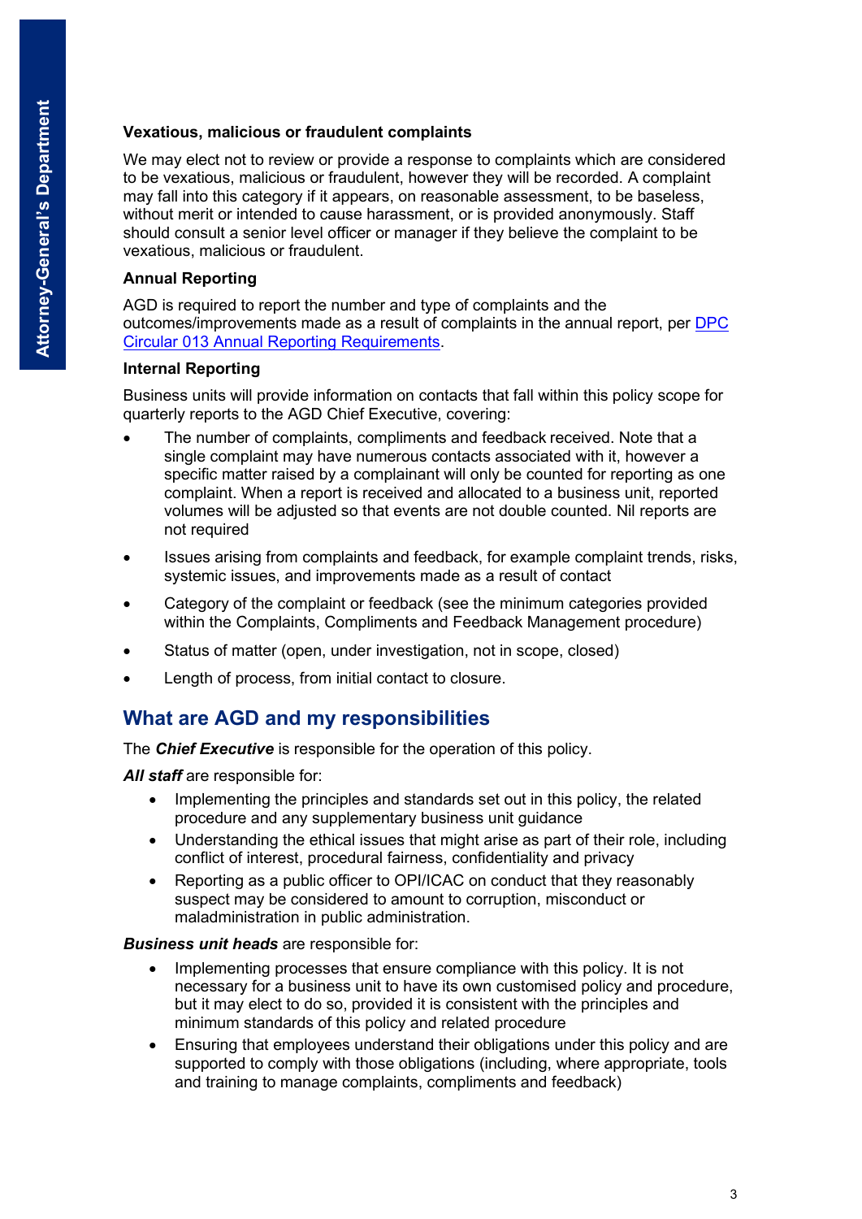### Vexatious, malicious or fraudulent complaints

We may elect not to review or provide a response to complaints which are considered to be vexatious, malicious or fraudulent, however they will be recorded. A complaint may fall into this category if it appears, on reasonable assessment, to be baseless, without merit or intended to cause harassment, or is provided anonymously. Staff should consult a senior level officer or manager if they believe the complaint to be vexatious, malicious or fraudulent.

### Annual Reporting

AGD is required to report the number and type of complaints and the outcomes/improvements made as a result of complaints in the annual report, per DPC Circular 013 Annual Reporting Requirements.

### Internal Reporting

Business units will provide information on contacts that fall within this policy scope for quarterly reports to the AGD Chief Executive, covering:

- The number of complaints, compliments and feedback received. Note that a single complaint may have numerous contacts associated with it, however a specific matter raised by a complainant will only be counted for reporting as one complaint. When a report is received and allocated to a business unit, reported volumes will be adjusted so that events are not double counted. Nil reports are not required
- Issues arising from complaints and feedback, for example complaint trends, risks, systemic issues, and improvements made as a result of contact
- Category of the complaint or feedback (see the minimum categories provided within the Complaints, Compliments and Feedback Management procedure)
- Status of matter (open, under investigation, not in scope, closed)
- Length of process, from initial contact to closure.

## What are AGD and my responsibilities

The ***Chief Executive*** is responsible for the operation of this policy.

***All staff*** are responsible for:

- Implementing the principles and standards set out in this policy, the related procedure and any supplementary business unit guidance
- Understanding the ethical issues that might arise as part of their role, including conflict of interest, procedural fairness, confidentiality and privacy
- Reporting as a public officer to OPI/ICAC on conduct that they reasonably suspect may be considered to amount to corruption, misconduct or maladministration in public administration.

***Business unit heads*** are responsible for:

- Implementing processes that ensure compliance with this policy. It is not necessary for a business unit to have its own customised policy and procedure, but it may elect to do so, provided it is consistent with the principles and minimum standards of this policy and related procedure
- Ensuring that employees understand their obligations under this policy and are supported to comply with those obligations (including, where appropriate, tools and training to manage complaints, compliments and feedback)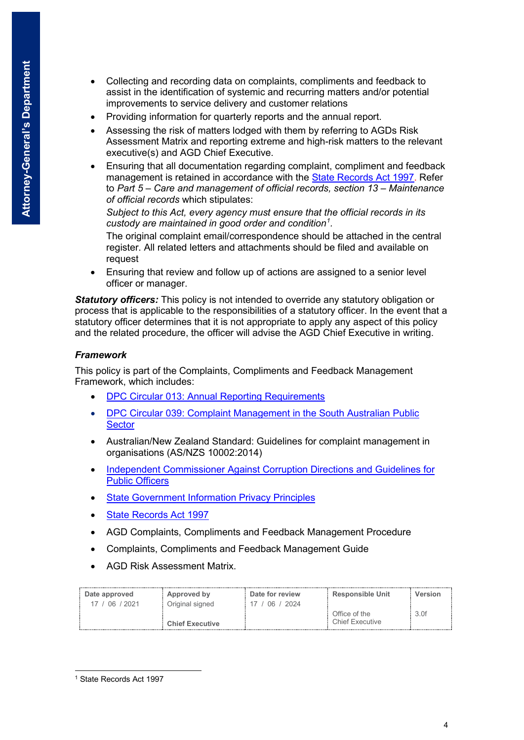- Collecting and recording data on complaints, compliments and feedback to assist in the identification of systemic and recurring matters and/or potential improvements to service delivery and customer relations
- Providing information for quarterly reports and the annual report.
- Assessing the risk of matters lodged with them by referring to AGDs Risk Assessment Matrix and reporting extreme and high-risk matters to the relevant executive(s) and AGD Chief Executive.
- Ensuring that all documentation regarding complaint, compliment and feedback management is retained in accordance with the State Records Act 1997. Refer to *Part 5 – Care and management of official records, section 13 – Maintenance of official records* which stipulates:
  *Subject to this Act, every agency must ensure that the official records in its custody are maintained in good order and condition*[1].
  The original complaint email/correspondence should be attached in the central register. All related letters and attachments should be filed and available on request
- Ensuring that review and follow up of actions are assigned to a senior level officer or manager.

***Statutory officers:*** This policy is not intended to override any statutory obligation or process that is applicable to the responsibilities of a statutory officer. In the event that a statutory officer determines that it is not appropriate to apply any aspect of this policy and the related procedure, the officer will advise the AGD Chief Executive in writing.

### *Framework*

This policy is part of the Complaints, Compliments and Feedback Management Framework, which includes:

- DPC Circular 013: Annual Reporting Requirements
- DPC Circular 039: Complaint Management in the South Australian Public Sector
- Australian/New Zealand Standard: Guidelines for complaint management in organisations (AS/NZS 10002:2014)
- Independent Commissioner Against Corruption Directions and Guidelines for Public Officers
- State Government Information Privacy Principles
- State Records Act 1997
- AGD Complaints, Compliments and Feedback Management Procedure
- Complaints, Compliments and Feedback Management Guide
- AGD Risk Assessment Matrix.

| Date approved | Approved by | Date for review | Responsible Unit | Version |
|---|---|---|---|---|
| 17 / 06 / 2021 | Original signed<br><br>**Chief Executive** | 17 / 06 / 2024 | Office of the Chief Executive | 3.0f |

[1] State Records Act 1997